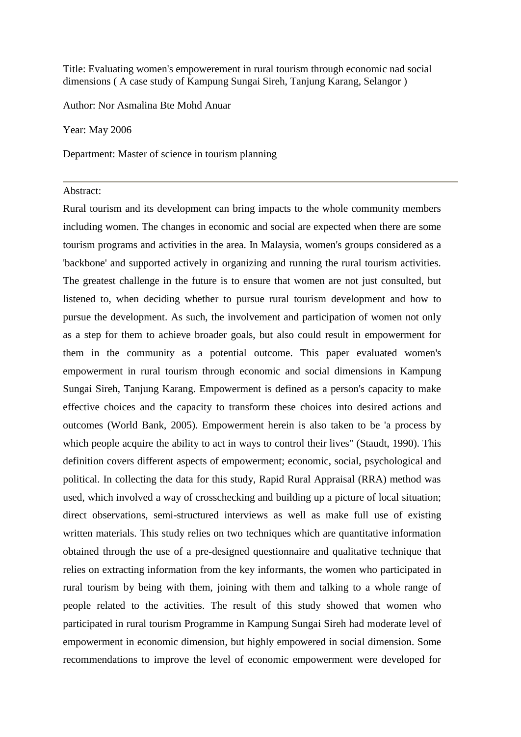Title: Evaluating women's empowerement in rural tourism through economic nad social dimensions ( A case study of Kampung Sungai Sireh, Tanjung Karang, Selangor )

Author: Nor Asmalina Bte Mohd Anuar

Year: May 2006

Department: Master of science in tourism planning

---

Abstract:

Rural tourism and its development can bring impacts to the whole community members including women. The changes in economic and social are expected when there are some tourism programs and activities in the area. In Malaysia, women's groups considered as a 'backbone' and supported actively in organizing and running the rural tourism activities. The greatest challenge in the future is to ensure that women are not just consulted, but listened to, when deciding whether to pursue rural tourism development and how to pursue the development. As such, the involvement and participation of women not only as a step for them to achieve broader goals, but also could result in empowerment for them in the community as a potential outcome. This paper evaluated women's empowerment in rural tourism through economic and social dimensions in Kampung Sungai Sireh, Tanjung Karang. Empowerment is defined as a person's capacity to make effective choices and the capacity to transform these choices into desired actions and outcomes (World Bank, 2005). Empowerment herein is also taken to be 'a process by which people acquire the ability to act in ways to control their lives" (Staudt, 1990). This definition covers different aspects of empowerment; economic, social, psychological and political. In collecting the data for this study, Rapid Rural Appraisal (RRA) method was used, which involved a way of crosschecking and building up a picture of local situation; direct observations, semi-structured interviews as well as make full use of existing written materials. This study relies on two techniques which are quantitative information obtained through the use of a pre-designed questionnaire and qualitative technique that relies on extracting information from the key informants, the women who participated in rural tourism by being with them, joining with them and talking to a whole range of people related to the activities. The result of this study showed that women who participated in rural tourism Programme in Kampung Sungai Sireh had moderate level of empowerment in economic dimension, but highly empowered in social dimension. Some recommendations to improve the level of economic empowerment were developed for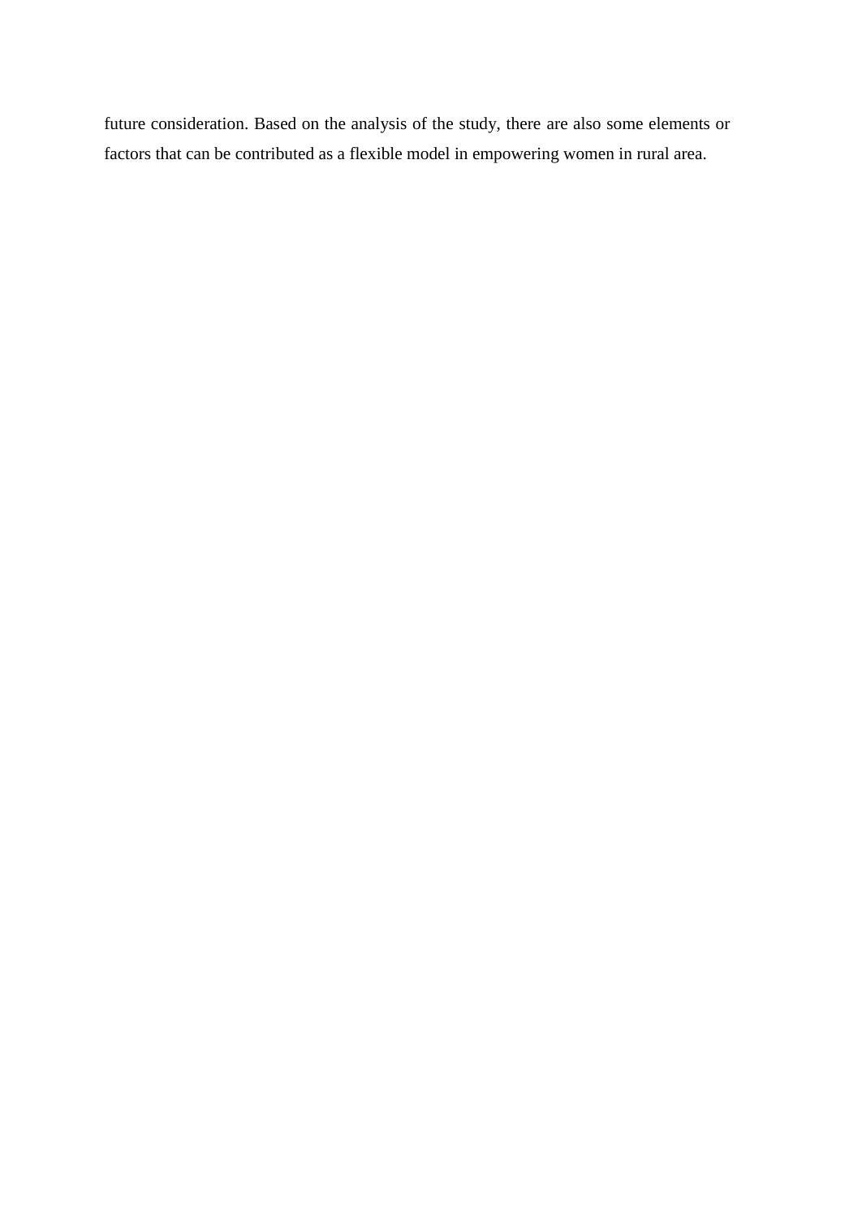future consideration. Based on the analysis of the study, there are also some elements or factors that can be contributed as a flexible model in empowering women in rural area.